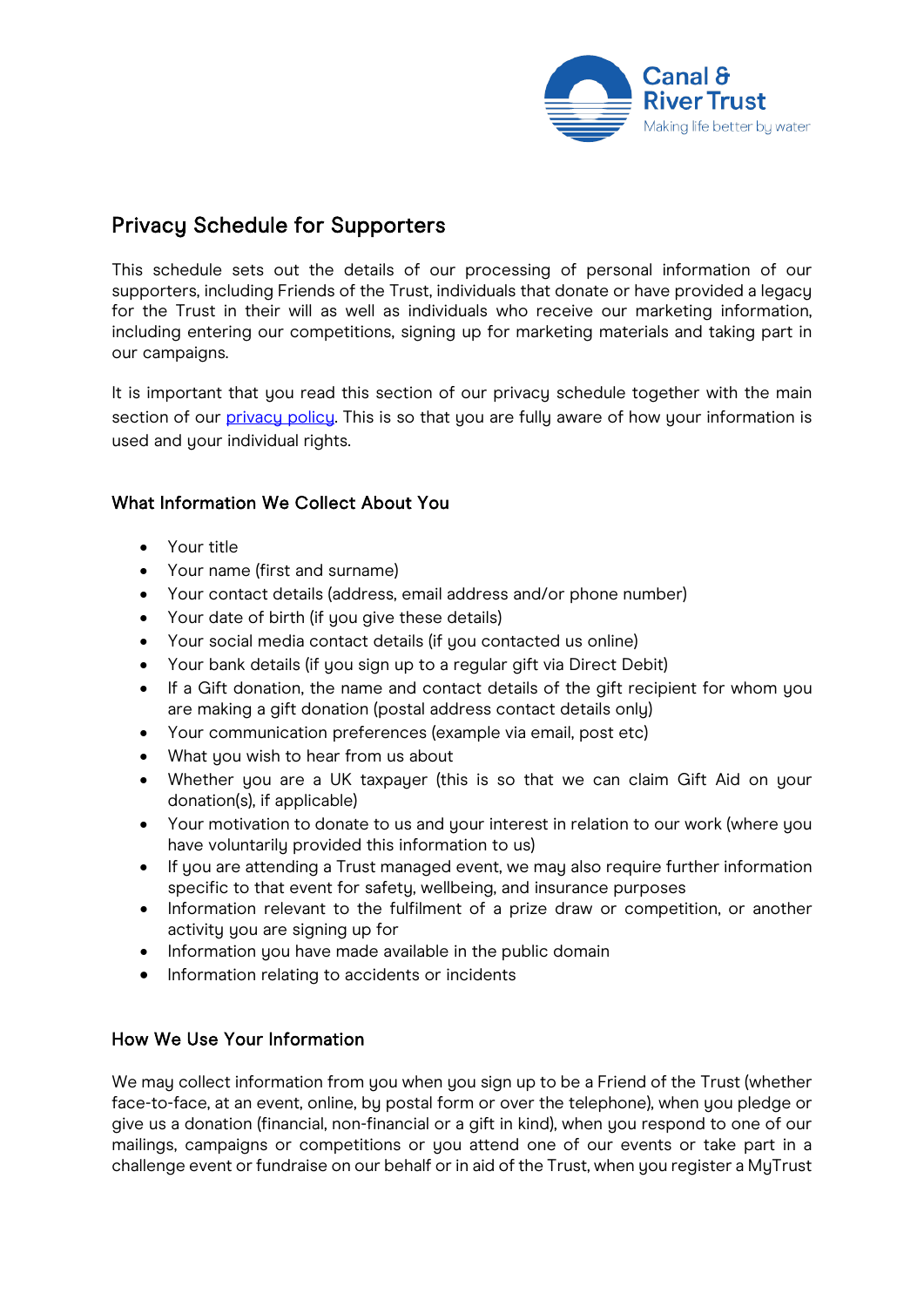Canal & River Trust
Making life better by water

# Privacy Schedule for Supporters

This schedule sets out the details of our processing of personal information of our supporters, including Friends of the Trust, individuals that donate or have provided a legacy for the Trust in their will as well as individuals who receive our marketing information, including entering our competitions, signing up for marketing materials and taking part in our campaigns.

It is important that you read this section of our privacy schedule together with the main section of our privacy policy. This is so that you are fully aware of how your information is used and your individual rights.

## What Information We Collect About You

- Your title
- Your name (first and surname)
- Your contact details (address, email address and/or phone number)
- Your date of birth (if you give these details)
- Your social media contact details (if you contacted us online)
- Your bank details (if you sign up to a regular gift via Direct Debit)
- If a Gift donation, the name and contact details of the gift recipient for whom you are making a gift donation (postal address contact details only)
- Your communication preferences (example via email, post etc)
- What you wish to hear from us about
- Whether you are a UK taxpayer (this is so that we can claim Gift Aid on your donation(s), if applicable)
- Your motivation to donate to us and your interest in relation to our work (where you have voluntarily provided this information to us)
- If you are attending a Trust managed event, we may also require further information specific to that event for safety, wellbeing, and insurance purposes
- Information relevant to the fulfilment of a prize draw or competition, or another activity you are signing up for
- Information you have made available in the public domain
- Information relating to accidents or incidents

## How We Use Your Information

We may collect information from you when you sign up to be a Friend of the Trust (whether face-to-face, at an event, online, by postal form or over the telephone), when you pledge or give us a donation (financial, non-financial or a gift in kind), when you respond to one of our mailings, campaigns or competitions or you attend one of our events or take part in a challenge event or fundraise on our behalf or in aid of the Trust, when you register a MyTrust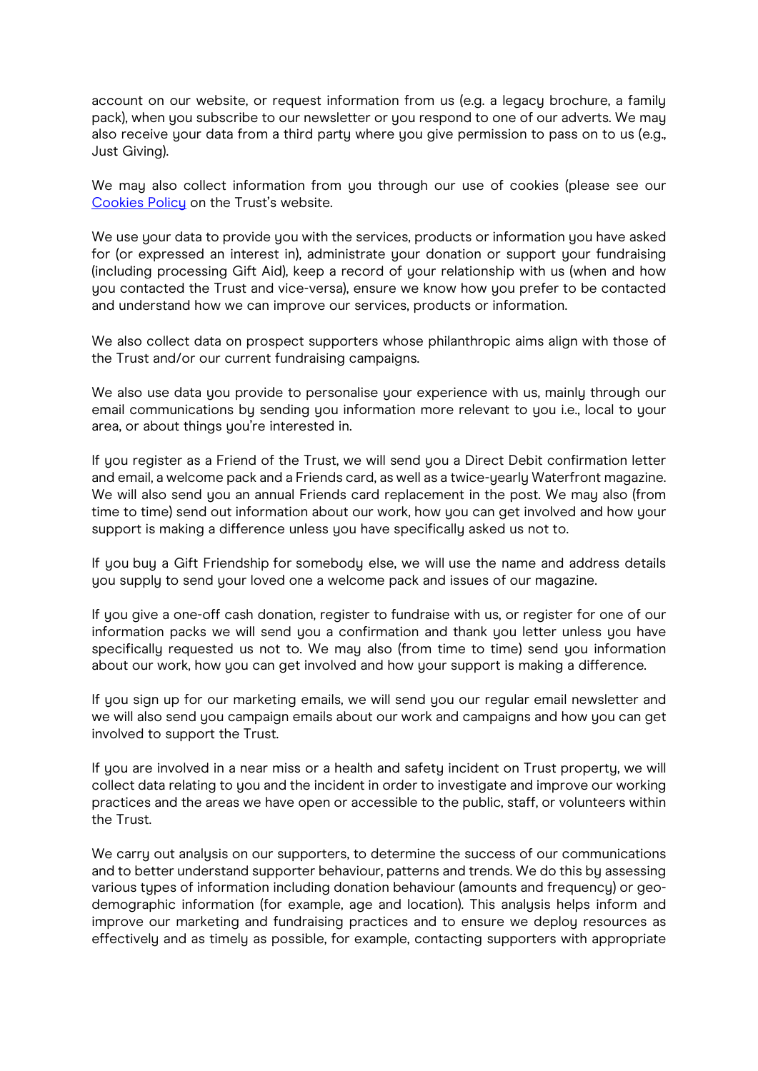account on our website, or request information from us (e.g. a legacy brochure, a family pack), when you subscribe to our newsletter or you respond to one of our adverts. We may also receive your data from a third party where you give permission to pass on to us (e.g., Just Giving).

We may also collect information from you through our use of cookies (please see our [Cookies Policy]() on the Trust's website.

We use your data to provide you with the services, products or information you have asked for (or expressed an interest in), administrate your donation or support your fundraising (including processing Gift Aid), keep a record of your relationship with us (when and how you contacted the Trust and vice-versa), ensure we know how you prefer to be contacted and understand how we can improve our services, products or information.

We also collect data on prospect supporters whose philanthropic aims align with those of the Trust and/or our current fundraising campaigns.

We also use data you provide to personalise your experience with us, mainly through our email communications by sending you information more relevant to you i.e., local to your area, or about things you're interested in.

If you register as a Friend of the Trust, we will send you a Direct Debit confirmation letter and email, a welcome pack and a Friends card, as well as a twice-yearly Waterfront magazine. We will also send you an annual Friends card replacement in the post. We may also (from time to time) send out information about our work, how you can get involved and how your support is making a difference unless you have specifically asked us not to.

If you buy a Gift Friendship for somebody else, we will use the name and address details you supply to send your loved one a welcome pack and issues of our magazine.

If you give a one-off cash donation, register to fundraise with us, or register for one of our information packs we will send you a confirmation and thank you letter unless you have specifically requested us not to. We may also (from time to time) send you information about our work, how you can get involved and how your support is making a difference.

If you sign up for our marketing emails, we will send you our regular email newsletter and we will also send you campaign emails about our work and campaigns and how you can get involved to support the Trust.

If you are involved in a near miss or a health and safety incident on Trust property, we will collect data relating to you and the incident in order to investigate and improve our working practices and the areas we have open or accessible to the public, staff, or volunteers within the Trust.

We carry out analysis on our supporters, to determine the success of our communications and to better understand supporter behaviour, patterns and trends. We do this by assessing various types of information including donation behaviour (amounts and frequency) or geo-demographic information (for example, age and location). This analysis helps inform and improve our marketing and fundraising practices and to ensure we deploy resources as effectively and as timely as possible, for example, contacting supporters with appropriate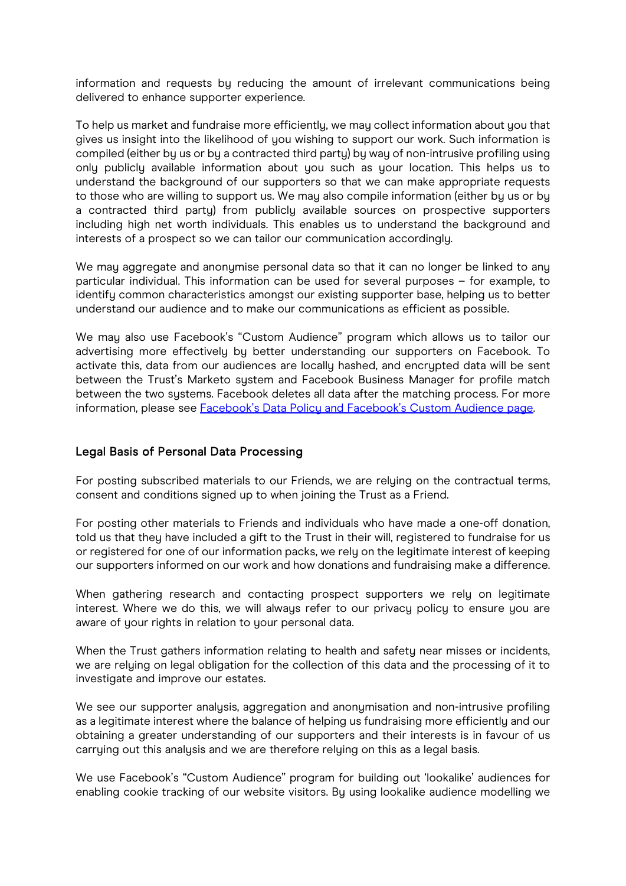information and requests by reducing the amount of irrelevant communications being delivered to enhance supporter experience.

To help us market and fundraise more efficiently, we may collect information about you that gives us insight into the likelihood of you wishing to support our work. Such information is compiled (either by us or by a contracted third party) by way of non-intrusive profiling using only publicly available information about you such as your location. This helps us to understand the background of our supporters so that we can make appropriate requests to those who are willing to support us. We may also compile information (either by us or by a contracted third party) from publicly available sources on prospective supporters including high net worth individuals. This enables us to understand the background and interests of a prospect so we can tailor our communication accordingly.

We may aggregate and anonymise personal data so that it can no longer be linked to any particular individual. This information can be used for several purposes – for example, to identify common characteristics amongst our existing supporter base, helping us to better understand our audience and to make our communications as efficient as possible.

We may also use Facebook's "Custom Audience" program which allows us to tailor our advertising more effectively by better understanding our supporters on Facebook. To activate this, data from our audiences are locally hashed, and encrypted data will be sent between the Trust's Marketo system and Facebook Business Manager for profile match between the two systems. Facebook deletes all data after the matching process. For more information, please see [Facebook's Data Policy and Facebook's Custom Audience page](#).

## Legal Basis of Personal Data Processing

For posting subscribed materials to our Friends, we are relying on the contractual terms, consent and conditions signed up to when joining the Trust as a Friend.

For posting other materials to Friends and individuals who have made a one-off donation, told us that they have included a gift to the Trust in their will, registered to fundraise for us or registered for one of our information packs, we rely on the legitimate interest of keeping our supporters informed on our work and how donations and fundraising make a difference.

When gathering research and contacting prospect supporters we rely on legitimate interest. Where we do this, we will always refer to our privacy policy to ensure you are aware of your rights in relation to your personal data.

When the Trust gathers information relating to health and safety near misses or incidents, we are relying on legal obligation for the collection of this data and the processing of it to investigate and improve our estates.

We see our supporter analysis, aggregation and anonymisation and non-intrusive profiling as a legitimate interest where the balance of helping us fundraising more efficiently and our obtaining a greater understanding of our supporters and their interests is in favour of us carrying out this analysis and we are therefore relying on this as a legal basis.

We use Facebook's "Custom Audience" program for building out 'lookalike' audiences for enabling cookie tracking of our website visitors. By using lookalike audience modelling we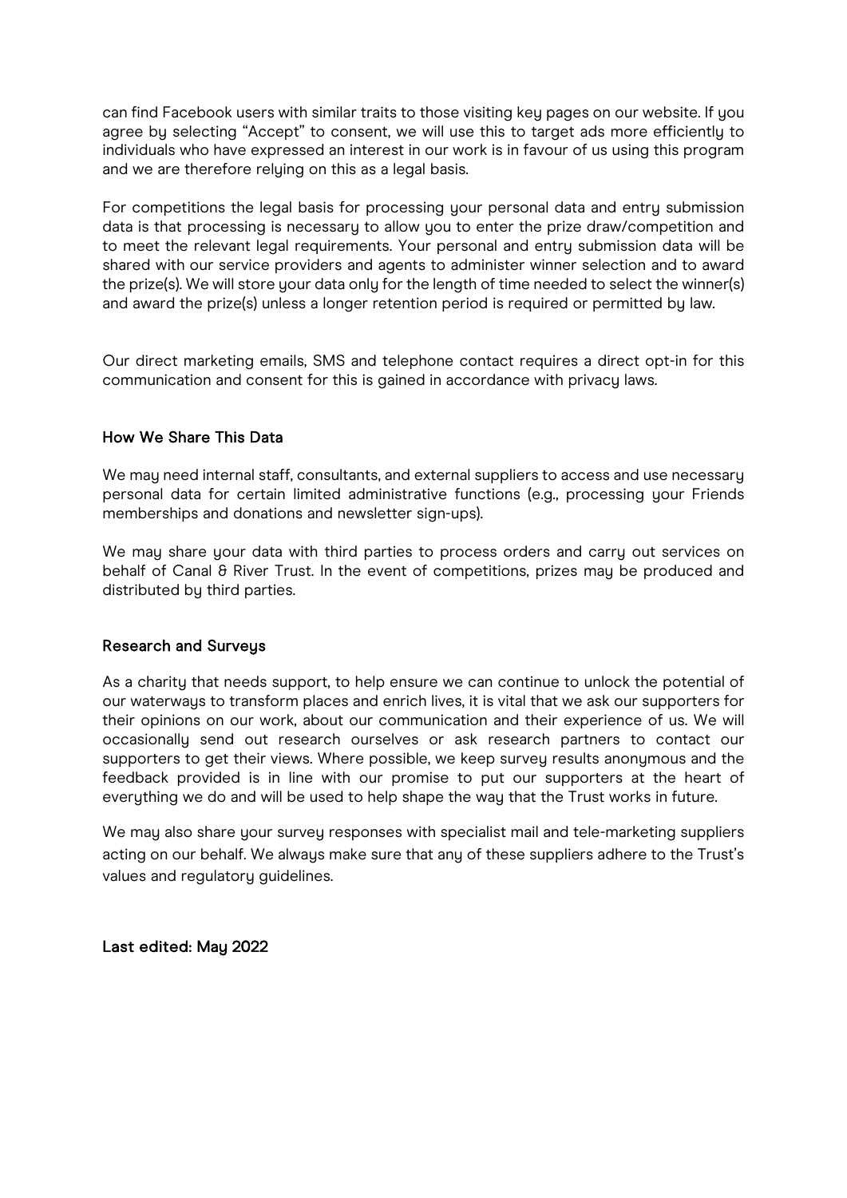can find Facebook users with similar traits to those visiting key pages on our website. If you agree by selecting "Accept" to consent, we will use this to target ads more efficiently to individuals who have expressed an interest in our work is in favour of us using this program and we are therefore relying on this as a legal basis.

For competitions the legal basis for processing your personal data and entry submission data is that processing is necessary to allow you to enter the prize draw/competition and to meet the relevant legal requirements. Your personal and entry submission data will be shared with our service providers and agents to administer winner selection and to award the prize(s). We will store your data only for the length of time needed to select the winner(s) and award the prize(s) unless a longer retention period is required or permitted by law.

Our direct marketing emails, SMS and telephone contact requires a direct opt-in for this communication and consent for this is gained in accordance with privacy laws.

### How We Share This Data

We may need internal staff, consultants, and external suppliers to access and use necessary personal data for certain limited administrative functions (e.g., processing your Friends memberships and donations and newsletter sign-ups).

We may share your data with third parties to process orders and carry out services on behalf of Canal & River Trust. In the event of competitions, prizes may be produced and distributed by third parties.

### Research and Surveys

As a charity that needs support, to help ensure we can continue to unlock the potential of our waterways to transform places and enrich lives, it is vital that we ask our supporters for their opinions on our work, about our communication and their experience of us. We will occasionally send out research ourselves or ask research partners to contact our supporters to get their views. Where possible, we keep survey results anonymous and the feedback provided is in line with our promise to put our supporters at the heart of everything we do and will be used to help shape the way that the Trust works in future.

We may also share your survey responses with specialist mail and tele-marketing suppliers acting on our behalf. We always make sure that any of these suppliers adhere to the Trust's values and regulatory guidelines.

Last edited: May 2022